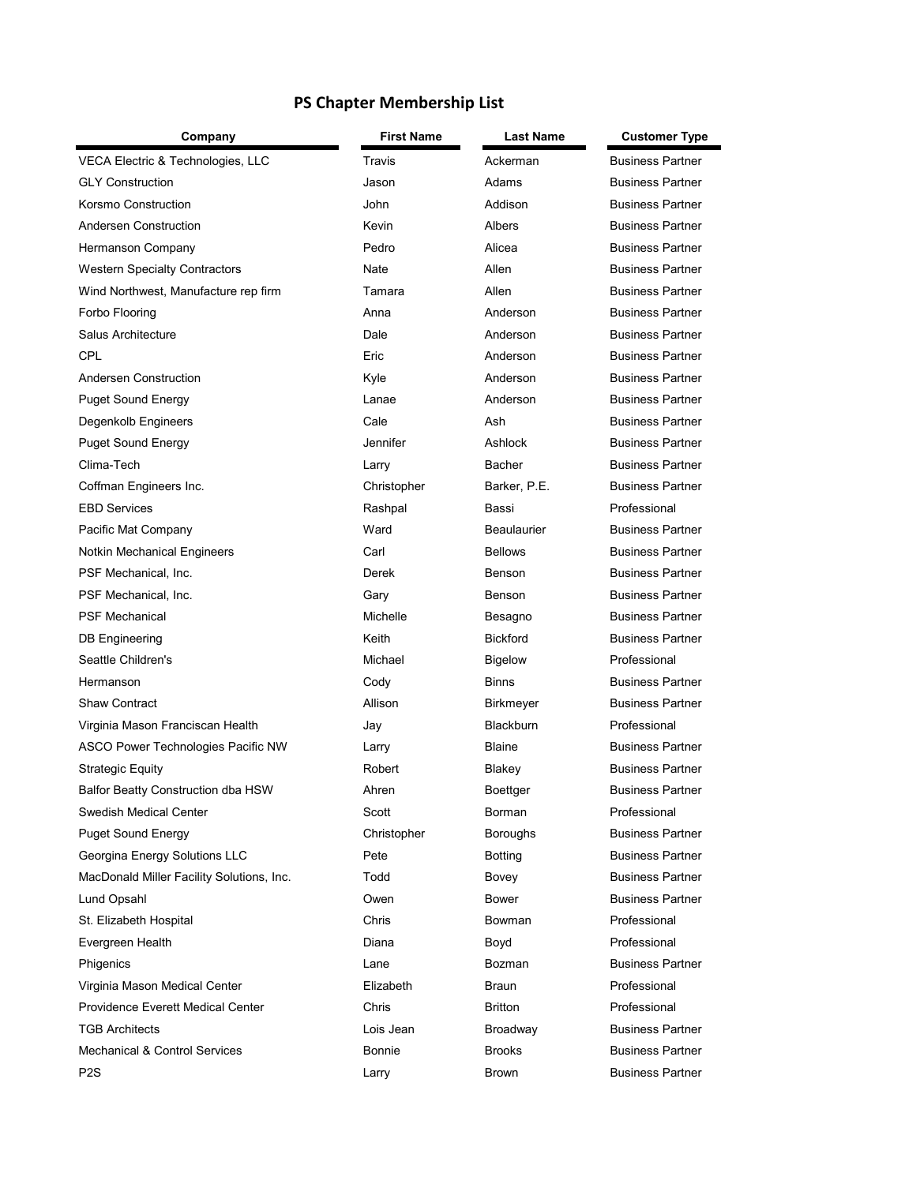# PS Chapter Membership List

| Company | First Name | Last Name | Customer Type |
|---|---|---|---|
| VECA Electric & Technologies, LLC | Travis | Ackerman | Business Partner |
| GLY Construction | Jason | Adams | Business Partner |
| Korsmo Construction | John | Addison | Business Partner |
| Andersen Construction | Kevin | Albers | Business Partner |
| Hermanson Company | Pedro | Alicea | Business Partner |
| Western Specialty Contractors | Nate | Allen | Business Partner |
| Wind Northwest, Manufacture rep firm | Tamara | Allen | Business Partner |
| Forbo Flooring | Anna | Anderson | Business Partner |
| Salus Architecture | Dale | Anderson | Business Partner |
| CPL | Eric | Anderson | Business Partner |
| Andersen Construction | Kyle | Anderson | Business Partner |
| Puget Sound Energy | Lanae | Anderson | Business Partner |
| Degenkolb Engineers | Cale | Ash | Business Partner |
| Puget Sound Energy | Jennifer | Ashlock | Business Partner |
| Clima-Tech | Larry | Bacher | Business Partner |
| Coffman Engineers Inc. | Christopher | Barker, P.E. | Business Partner |
| EBD Services | Rashpal | Bassi | Professional |
| Pacific Mat Company | Ward | Beaulaurier | Business Partner |
| Notkin Mechanical Engineers | Carl | Bellows | Business Partner |
| PSF Mechanical, Inc. | Derek | Benson | Business Partner |
| PSF Mechanical, Inc. | Gary | Benson | Business Partner |
| PSF Mechanical | Michelle | Besagno | Business Partner |
| DB Engineering | Keith | Bickford | Business Partner |
| Seattle Children's | Michael | Bigelow | Professional |
| Hermanson | Cody | Binns | Business Partner |
| Shaw Contract | Allison | Birkmeyer | Business Partner |
| Virginia Mason Franciscan Health | Jay | Blackburn | Professional |
| ASCO Power Technologies Pacific NW | Larry | Blaine | Business Partner |
| Strategic Equity | Robert | Blakey | Business Partner |
| Balfor Beatty Construction dba HSW | Ahren | Boettger | Business Partner |
| Swedish Medical Center | Scott | Borman | Professional |
| Puget Sound Energy | Christopher | Boroughs | Business Partner |
| Georgina Energy Solutions LLC | Pete | Botting | Business Partner |
| MacDonald Miller Facility Solutions, Inc. | Todd | Bovey | Business Partner |
| Lund Opsahl | Owen | Bower | Business Partner |
| St. Elizabeth Hospital | Chris | Bowman | Professional |
| Evergreen Health | Diana | Boyd | Professional |
| Phigenics | Lane | Bozman | Business Partner |
| Virginia Mason Medical Center | Elizabeth | Braun | Professional |
| Providence Everett Medical Center | Chris | Britton | Professional |
| TGB Architects | Lois Jean | Broadway | Business Partner |
| Mechanical & Control Services | Bonnie | Brooks | Business Partner |
| P2S | Larry | Brown | Business Partner |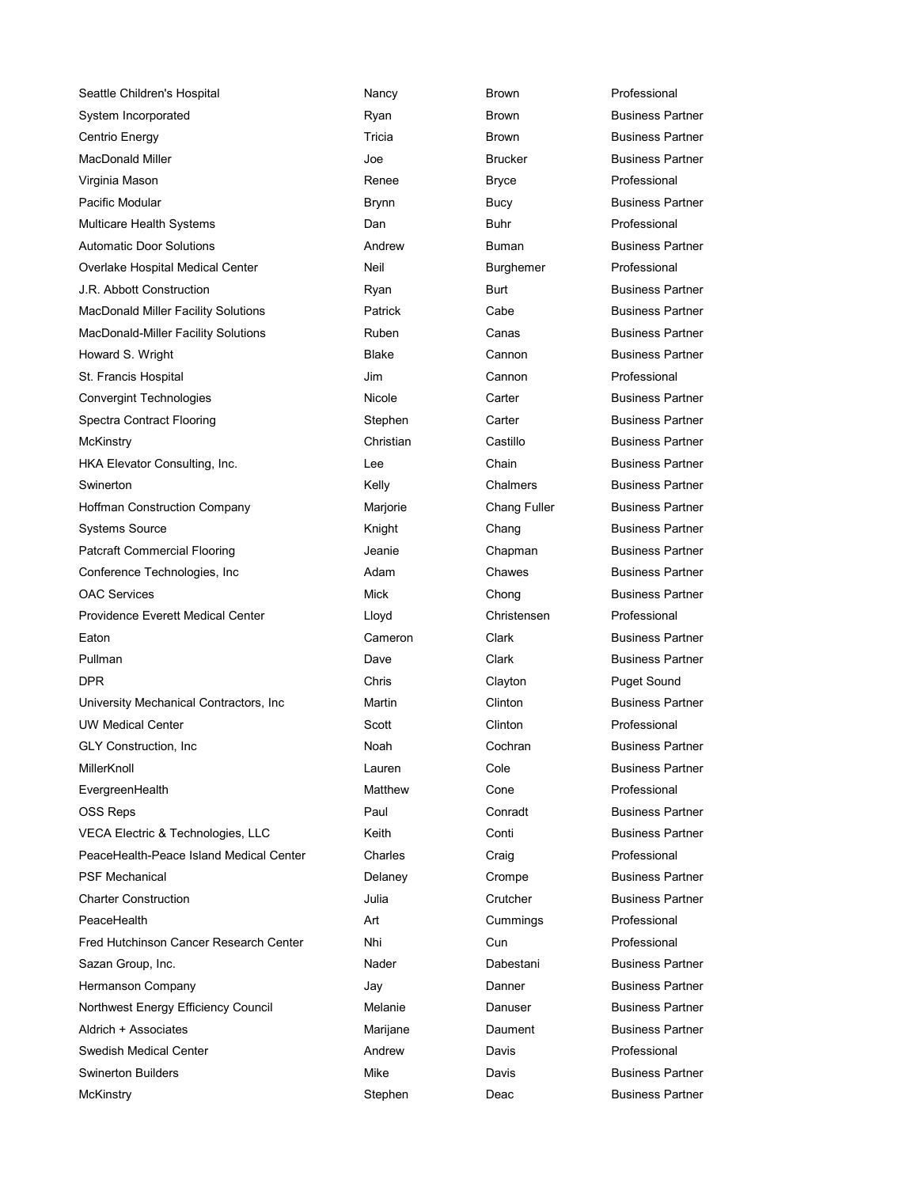| | | | |
|---|---|---|---|
| Seattle Children's Hospital | Nancy | Brown | Professional |
| System Incorporated | Ryan | Brown | Business Partner |
| Centrio Energy | Tricia | Brown | Business Partner |
| MacDonald Miller | Joe | Brucker | Business Partner |
| Virginia Mason | Renee | Bryce | Professional |
| Pacific Modular | Brynn | Bucy | Business Partner |
| Multicare Health Systems | Dan | Buhr | Professional |
| Automatic Door Solutions | Andrew | Buman | Business Partner |
| Overlake Hospital Medical Center | Neil | Burghemer | Professional |
| J.R. Abbott Construction | Ryan | Burt | Business Partner |
| MacDonald Miller Facility Solutions | Patrick | Cabe | Business Partner |
| MacDonald-Miller Facility Solutions | Ruben | Canas | Business Partner |
| Howard S. Wright | Blake | Cannon | Business Partner |
| St. Francis Hospital | Jim | Cannon | Professional |
| Convergint Technologies | Nicole | Carter | Business Partner |
| Spectra Contract Flooring | Stephen | Carter | Business Partner |
| McKinstry | Christian | Castillo | Business Partner |
| HKA Elevator Consulting, Inc. | Lee | Chain | Business Partner |
| Swinerton | Kelly | Chalmers | Business Partner |
| Hoffman Construction Company | Marjorie | Chang Fuller | Business Partner |
| Systems Source | Knight | Chang | Business Partner |
| Patcraft Commercial Flooring | Jeanie | Chapman | Business Partner |
| Conference Technologies, Inc | Adam | Chawes | Business Partner |
| OAC Services | Mick | Chong | Business Partner |
| Providence Everett Medical Center | Lloyd | Christensen | Professional |
| Eaton | Cameron | Clark | Business Partner |
| Pullman | Dave | Clark | Business Partner |
| DPR | Chris | Clayton | Puget Sound |
| University Mechanical Contractors, Inc | Martin | Clinton | Business Partner |
| UW Medical Center | Scott | Clinton | Professional |
| GLY Construction, Inc | Noah | Cochran | Business Partner |
| MillerKnoll | Lauren | Cole | Business Partner |
| EvergreenHealth | Matthew | Cone | Professional |
| OSS Reps | Paul | Conradt | Business Partner |
| VECA Electric & Technologies, LLC | Keith | Conti | Business Partner |
| PeaceHealth-Peace Island Medical Center | Charles | Craig | Professional |
| PSF Mechanical | Delaney | Crompe | Business Partner |
| Charter Construction | Julia | Crutcher | Business Partner |
| PeaceHealth | Art | Cummings | Professional |
| Fred Hutchinson Cancer Research Center | Nhi | Cun | Professional |
| Sazan Group, Inc. | Nader | Dabestani | Business Partner |
| Hermanson Company | Jay | Danner | Business Partner |
| Northwest Energy Efficiency Council | Melanie | Danuser | Business Partner |
| Aldrich + Associates | Marijane | Daument | Business Partner |
| Swedish Medical Center | Andrew | Davis | Professional |
| Swinerton Builders | Mike | Davis | Business Partner |
| McKinstry | Stephen | Deac | Business Partner |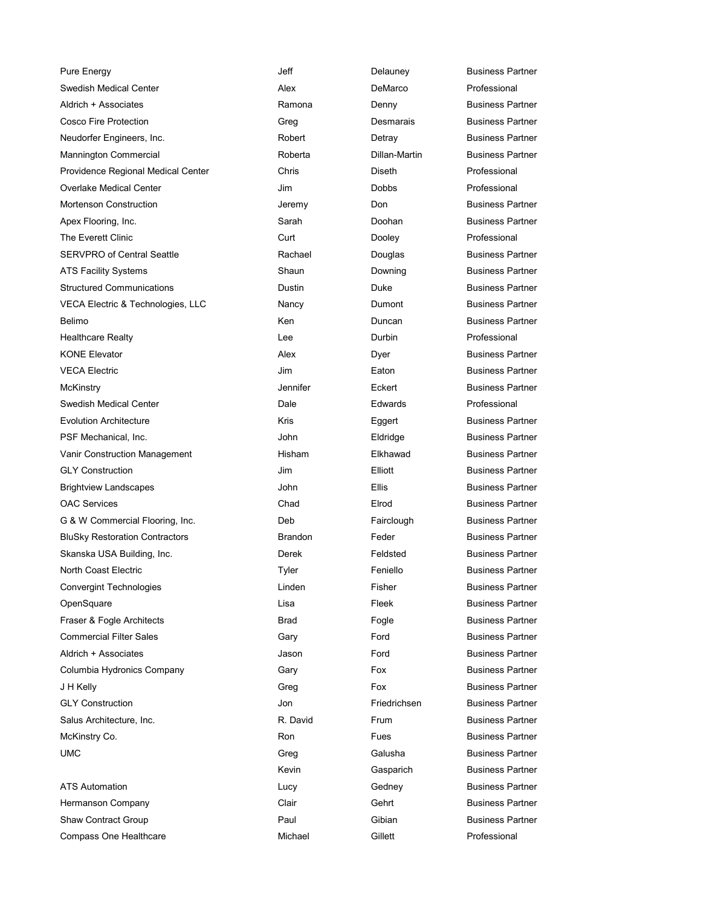| | | | |
|---|---|---|---|
| Pure Energy | Jeff | Delauney | Business Partner |
| Swedish Medical Center | Alex | DeMarco | Professional |
| Aldrich + Associates | Ramona | Denny | Business Partner |
| Cosco Fire Protection | Greg | Desmarais | Business Partner |
| Neudorfer Engineers, Inc. | Robert | Detray | Business Partner |
| Mannington Commercial | Roberta | Dillan-Martin | Business Partner |
| Providence Regional Medical Center | Chris | Diseth | Professional |
| Overlake Medical Center | Jim | Dobbs | Professional |
| Mortenson Construction | Jeremy | Don | Business Partner |
| Apex Flooring, Inc. | Sarah | Doohan | Business Partner |
| The Everett Clinic | Curt | Dooley | Professional |
| SERVPRO of Central Seattle | Rachael | Douglas | Business Partner |
| ATS Facility Systems | Shaun | Downing | Business Partner |
| Structured Communications | Dustin | Duke | Business Partner |
| VECA Electric & Technologies, LLC | Nancy | Dumont | Business Partner |
| Belimo | Ken | Duncan | Business Partner |
| Healthcare Realty | Lee | Durbin | Professional |
| KONE Elevator | Alex | Dyer | Business Partner |
| VECA Electric | Jim | Eaton | Business Partner |
| McKinstry | Jennifer | Eckert | Business Partner |
| Swedish Medical Center | Dale | Edwards | Professional |
| Evolution Architecture | Kris | Eggert | Business Partner |
| PSF Mechanical, Inc. | John | Eldridge | Business Partner |
| Vanir Construction Management | Hisham | Elkhawad | Business Partner |
| GLY Construction | Jim | Elliott | Business Partner |
| Brightview Landscapes | John | Ellis | Business Partner |
| OAC Services | Chad | Elrod | Business Partner |
| G & W Commercial Flooring, Inc. | Deb | Fairclough | Business Partner |
| BluSky Restoration Contractors | Brandon | Feder | Business Partner |
| Skanska USA Building, Inc. | Derek | Feldsted | Business Partner |
| North Coast Electric | Tyler | Feniello | Business Partner |
| Convergint Technologies | Linden | Fisher | Business Partner |
| OpenSquare | Lisa | Fleek | Business Partner |
| Fraser & Fogle Architects | Brad | Fogle | Business Partner |
| Commercial Filter Sales | Gary | Ford | Business Partner |
| Aldrich + Associates | Jason | Ford | Business Partner |
| Columbia Hydronics Company | Gary | Fox | Business Partner |
| J H Kelly | Greg | Fox | Business Partner |
| GLY Construction | Jon | Friedrichsen | Business Partner |
| Salus Architecture, Inc. | R. David | Frum | Business Partner |
| McKinstry Co. | Ron | Fues | Business Partner |
| UMC | Greg | Galusha | Business Partner |
| | Kevin | Gasparich | Business Partner |
| ATS Automation | Lucy | Gedney | Business Partner |
| Hermanson Company | Clair | Gehrt | Business Partner |
| Shaw Contract Group | Paul | Gibian | Business Partner |
| Compass One Healthcare | Michael | Gillett | Professional |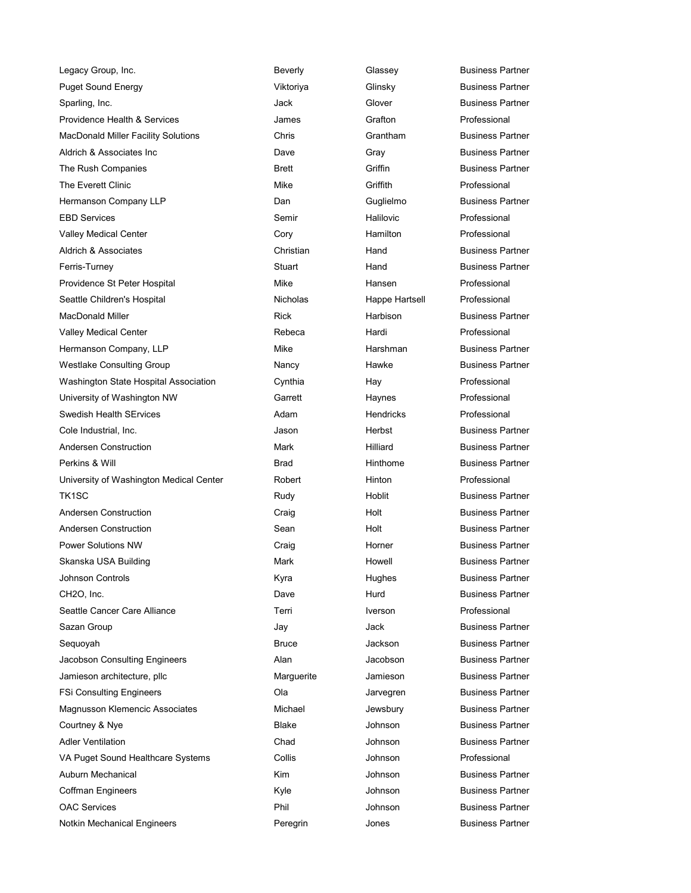| | | | |
|---|---|---|---|
| Legacy Group, Inc. | Beverly | Glassey | Business Partner |
| Puget Sound Energy | Viktoriya | Glinsky | Business Partner |
| Sparling, Inc. | Jack | Glover | Business Partner |
| Providence Health & Services | James | Grafton | Professional |
| MacDonald Miller Facility Solutions | Chris | Grantham | Business Partner |
| Aldrich & Associates Inc | Dave | Gray | Business Partner |
| The Rush Companies | Brett | Griffin | Business Partner |
| The Everett Clinic | Mike | Griffith | Professional |
| Hermanson Company LLP | Dan | Guglielmo | Business Partner |
| EBD Services | Semir | Halilovic | Professional |
| Valley Medical Center | Cory | Hamilton | Professional |
| Aldrich & Associates | Christian | Hand | Business Partner |
| Ferris-Turney | Stuart | Hand | Business Partner |
| Providence St Peter Hospital | Mike | Hansen | Professional |
| Seattle Children's Hospital | Nicholas | Happe Hartsell | Professional |
| MacDonald Miller | Rick | Harbison | Business Partner |
| Valley Medical Center | Rebeca | Hardi | Professional |
| Hermanson Company, LLP | Mike | Harshman | Business Partner |
| Westlake Consulting Group | Nancy | Hawke | Business Partner |
| Washington State Hospital Association | Cynthia | Hay | Professional |
| University of Washington NW | Garrett | Haynes | Professional |
| Swedish Health SErvices | Adam | Hendricks | Professional |
| Cole Industrial, Inc. | Jason | Herbst | Business Partner |
| Andersen Construction | Mark | Hilliard | Business Partner |
| Perkins & Will | Brad | Hinthome | Business Partner |
| University of Washington Medical Center | Robert | Hinton | Professional |
| TK1SC | Rudy | Hoblit | Business Partner |
| Andersen Construction | Craig | Holt | Business Partner |
| Andersen Construction | Sean | Holt | Business Partner |
| Power Solutions NW | Craig | Horner | Business Partner |
| Skanska USA Building | Mark | Howell | Business Partner |
| Johnson Controls | Kyra | Hughes | Business Partner |
| CH2O, Inc. | Dave | Hurd | Business Partner |
| Seattle Cancer Care Alliance | Terri | Iverson | Professional |
| Sazan Group | Jay | Jack | Business Partner |
| Sequoyah | Bruce | Jackson | Business Partner |
| Jacobson Consulting Engineers | Alan | Jacobson | Business Partner |
| Jamieson architecture, pllc | Marguerite | Jamieson | Business Partner |
| FSi Consulting Engineers | Ola | Jarvegren | Business Partner |
| Magnusson Klemencic Associates | Michael | Jewsbury | Business Partner |
| Courtney & Nye | Blake | Johnson | Business Partner |
| Adler Ventilation | Chad | Johnson | Business Partner |
| VA Puget Sound Healthcare Systems | Collis | Johnson | Professional |
| Auburn Mechanical | Kim | Johnson | Business Partner |
| Coffman Engineers | Kyle | Johnson | Business Partner |
| OAC Services | Phil | Johnson | Business Partner |
| Notkin Mechanical Engineers | Peregrin | Jones | Business Partner |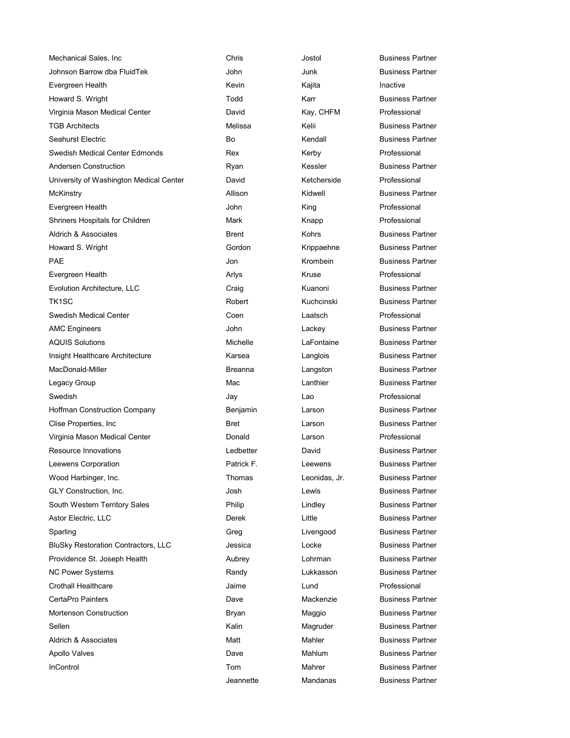| | | | |
|---|---|---|---|
| Mechanical Sales, Inc | Chris | Jostol | Business Partner |
| Johnson Barrow dba FluidTek | John | Junk | Business Partner |
| Evergreen Health | Kevin | Kajita | Inactive |
| Howard S. Wright | Todd | Karr | Business Partner |
| Virginia Mason Medical Center | David | Kay, CHFM | Professional |
| TGB Architects | Melissa | Kelii | Business Partner |
| Seahurst Electric | Bo | Kendall | Business Partner |
| Swedish Medical Center Edmonds | Rex | Kerby | Professional |
| Andersen Construction | Ryan | Kessler | Business Partner |
| University of Washington Medical Center | David | Ketcherside | Professional |
| McKinstry | Allison | Kidwell | Business Partner |
| Evergreen Health | John | King | Professional |
| Shriners Hospitals for Children | Mark | Knapp | Professional |
| Aldrich & Associates | Brent | Kohrs | Business Partner |
| Howard S. Wright | Gordon | Krippaehne | Business Partner |
| PAE | Jon | Krombein | Business Partner |
| Evergreen Health | Arlys | Kruse | Professional |
| Evolution Architecture, LLC | Craig | Kuanoni | Business Partner |
| TK1SC | Robert | Kuchcinski | Business Partner |
| Swedish Medical Center | Coen | Laatsch | Professional |
| AMC Engineers | John | Lackey | Business Partner |
| AQUIS Solutions | Michelle | LaFontaine | Business Partner |
| Insight Healthcare Architecture | Karsea | Langlois | Business Partner |
| MacDonald-Miller | Breanna | Langston | Business Partner |
| Legacy Group | Mac | Lanthier | Business Partner |
| Swedish | Jay | Lao | Professional |
| Hoffman Construction Company | Benjamin | Larson | Business Partner |
| Clise Properties, Inc | Bret | Larson | Business Partner |
| Virginia Mason Medical Center | Donald | Larson | Professional |
| Resource Innovations | Ledbetter | David | Business Partner |
| Leewens Corporation | Patrick F. | Leewens | Business Partner |
| Wood Harbinger, Inc. | Thomas | Leonidas, Jr. | Business Partner |
| GLY Construction, Inc. | Josh | Lewis | Business Partner |
| South Western Territory Sales | Philip | Lindley | Business Partner |
| Astor Electric, LLC | Derek | Little | Business Partner |
| Sparling | Greg | Livengood | Business Partner |
| BluSky Restoration Contractors, LLC | Jessica | Locke | Business Partner |
| Providence St. Joseph Health | Aubrey | Lohrman | Business Partner |
| NC Power Systems | Randy | Lukkasson | Business Partner |
| Crothall Healthcare | Jaime | Lund | Professional |
| CertaPro Painters | Dave | Mackenzie | Business Partner |
| Mortenson Construction | Bryan | Maggio | Business Partner |
| Sellen | Kalin | Magruder | Business Partner |
| Aldrich & Associates | Matt | Mahler | Business Partner |
| Apollo Valves | Dave | Mahlum | Business Partner |
| InControl | Tom | Mahrer | Business Partner |
| | Jeannette | Mandanas | Business Partner |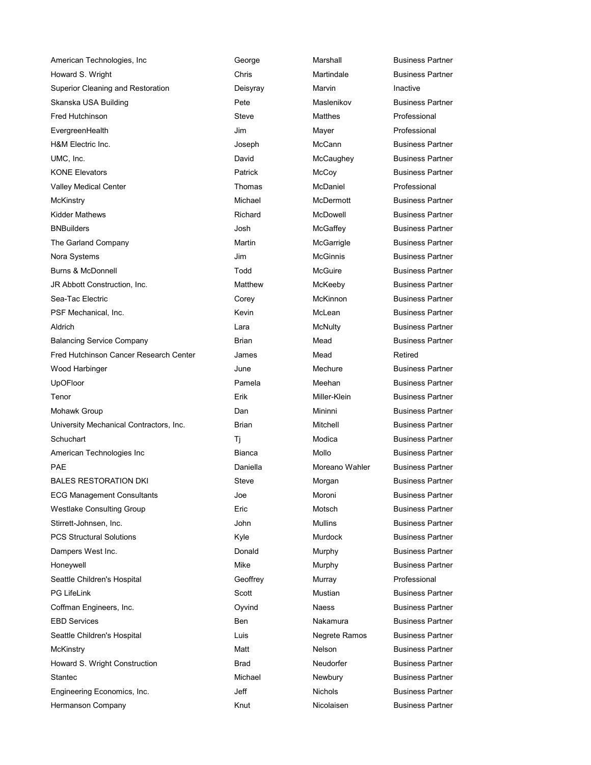| | | | |
|---|---|---|---|
| American Technologies, Inc | George | Marshall | Business Partner |
| Howard S. Wright | Chris | Martindale | Business Partner |
| Superior Cleaning and Restoration | Deisyray | Marvin | Inactive |
| Skanska USA Building | Pete | Maslenikov | Business Partner |
| Fred Hutchinson | Steve | Matthes | Professional |
| EvergreenHealth | Jim | Mayer | Professional |
| H&M Electric Inc. | Joseph | McCann | Business Partner |
| UMC, Inc. | David | McCaughey | Business Partner |
| KONE Elevators | Patrick | McCoy | Business Partner |
| Valley Medical Center | Thomas | McDaniel | Professional |
| McKinstry | Michael | McDermott | Business Partner |
| Kidder Mathews | Richard | McDowell | Business Partner |
| BNBuilders | Josh | McGaffey | Business Partner |
| The Garland Company | Martin | McGarrigle | Business Partner |
| Nora Systems | Jim | McGinnis | Business Partner |
| Burns & McDonnell | Todd | McGuire | Business Partner |
| JR Abbott Construction, Inc. | Matthew | McKeeby | Business Partner |
| Sea-Tac Electric | Corey | McKinnon | Business Partner |
| PSF Mechanical, Inc. | Kevin | McLean | Business Partner |
| Aldrich | Lara | McNulty | Business Partner |
| Balancing Service Company | Brian | Mead | Business Partner |
| Fred Hutchinson Cancer Research Center | James | Mead | Retired |
| Wood Harbinger | June | Mechure | Business Partner |
| UpOFloor | Pamela | Meehan | Business Partner |
| Tenor | Erik | Miller-Klein | Business Partner |
| Mohawk Group | Dan | Mininni | Business Partner |
| University Mechanical Contractors, Inc. | Brian | Mitchell | Business Partner |
| Schuchart | Tj | Modica | Business Partner |
| American Technologies Inc | Bianca | Mollo | Business Partner |
| PAE | Daniella | Moreano Wahler | Business Partner |
| BALES RESTORATION DKI | Steve | Morgan | Business Partner |
| ECG Management Consultants | Joe | Moroni | Business Partner |
| Westlake Consulting Group | Eric | Motsch | Business Partner |
| Stirrett-Johnsen, Inc. | John | Mullins | Business Partner |
| PCS Structural Solutions | Kyle | Murdock | Business Partner |
| Dampers West Inc. | Donald | Murphy | Business Partner |
| Honeywell | Mike | Murphy | Business Partner |
| Seattle Children's Hospital | Geoffrey | Murray | Professional |
| PG LifeLink | Scott | Mustian | Business Partner |
| Coffman Engineers, Inc. | Oyvind | Naess | Business Partner |
| EBD Services | Ben | Nakamura | Business Partner |
| Seattle Children's Hospital | Luis | Negrete Ramos | Business Partner |
| McKinstry | Matt | Nelson | Business Partner |
| Howard S. Wright Construction | Brad | Neudorfer | Business Partner |
| Stantec | Michael | Newbury | Business Partner |
| Engineering Economics, Inc. | Jeff | Nichols | Business Partner |
| Hermanson Company | Knut | Nicolaisen | Business Partner |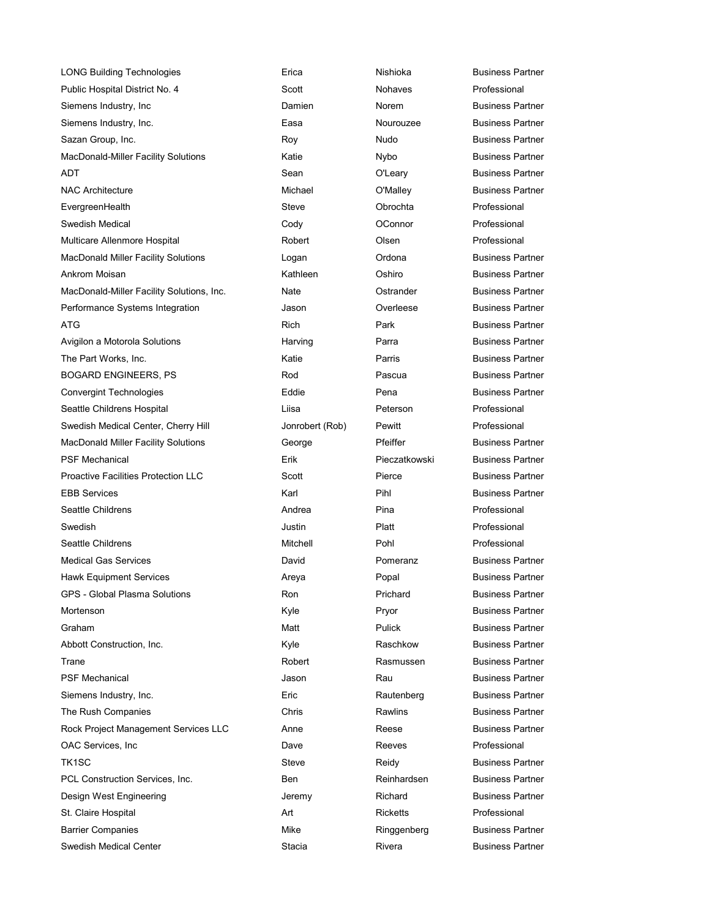| | | | |
|---|---|---|---|
| LONG Building Technologies | Erica | Nishioka | Business Partner |
| Public Hospital District No. 4 | Scott | Nohaves | Professional |
| Siemens Industry, Inc | Damien | Norem | Business Partner |
| Siemens Industry, Inc. | Easa | Nourouzee | Business Partner |
| Sazan Group, Inc. | Roy | Nudo | Business Partner |
| MacDonald-Miller Facility Solutions | Katie | Nybo | Business Partner |
| ADT | Sean | O'Leary | Business Partner |
| NAC Architecture | Michael | O'Malley | Business Partner |
| EvergreenHealth | Steve | Obrochta | Professional |
| Swedish Medical | Cody | OConnor | Professional |
| Multicare Allenmore Hospital | Robert | Olsen | Professional |
| MacDonald Miller Facility Solutions | Logan | Ordona | Business Partner |
| Ankrom Moisan | Kathleen | Oshiro | Business Partner |
| MacDonald-Miller Facility Solutions, Inc. | Nate | Ostrander | Business Partner |
| Performance Systems Integration | Jason | Overleese | Business Partner |
| ATG | Rich | Park | Business Partner |
| Avigilon a Motorola Solutions | Harving | Parra | Business Partner |
| The Part Works, Inc. | Katie | Parris | Business Partner |
| BOGARD ENGINEERS, PS | Rod | Pascua | Business Partner |
| Convergint Technologies | Eddie | Pena | Business Partner |
| Seattle Childrens Hospital | Liisa | Peterson | Professional |
| Swedish Medical Center, Cherry Hill | Jonrobert (Rob) | Pewitt | Professional |
| MacDonald Miller Facility Solutions | George | Pfeiffer | Business Partner |
| PSF Mechanical | Erik | Pieczatkowski | Business Partner |
| Proactive Facilities Protection LLC | Scott | Pierce | Business Partner |
| EBB Services | Karl | Pihl | Business Partner |
| Seattle Childrens | Andrea | Pina | Professional |
| Swedish | Justin | Platt | Professional |
| Seattle Childrens | Mitchell | Pohl | Professional |
| Medical Gas Services | David | Pomeranz | Business Partner |
| Hawk Equipment Services | Areya | Popal | Business Partner |
| GPS - Global Plasma Solutions | Ron | Prichard | Business Partner |
| Mortenson | Kyle | Pryor | Business Partner |
| Graham | Matt | Pulick | Business Partner |
| Abbott Construction, Inc. | Kyle | Raschkow | Business Partner |
| Trane | Robert | Rasmussen | Business Partner |
| PSF Mechanical | Jason | Rau | Business Partner |
| Siemens Industry, Inc. | Eric | Rautenberg | Business Partner |
| The Rush Companies | Chris | Rawlins | Business Partner |
| Rock Project Management Services LLC | Anne | Reese | Business Partner |
| OAC Services, Inc | Dave | Reeves | Professional |
| TK1SC | Steve | Reidy | Business Partner |
| PCL Construction Services, Inc. | Ben | Reinhardsen | Business Partner |
| Design West Engineering | Jeremy | Richard | Business Partner |
| St. Claire Hospital | Art | Ricketts | Professional |
| Barrier Companies | Mike | Ringgenberg | Business Partner |
| Swedish Medical Center | Stacia | Rivera | Business Partner |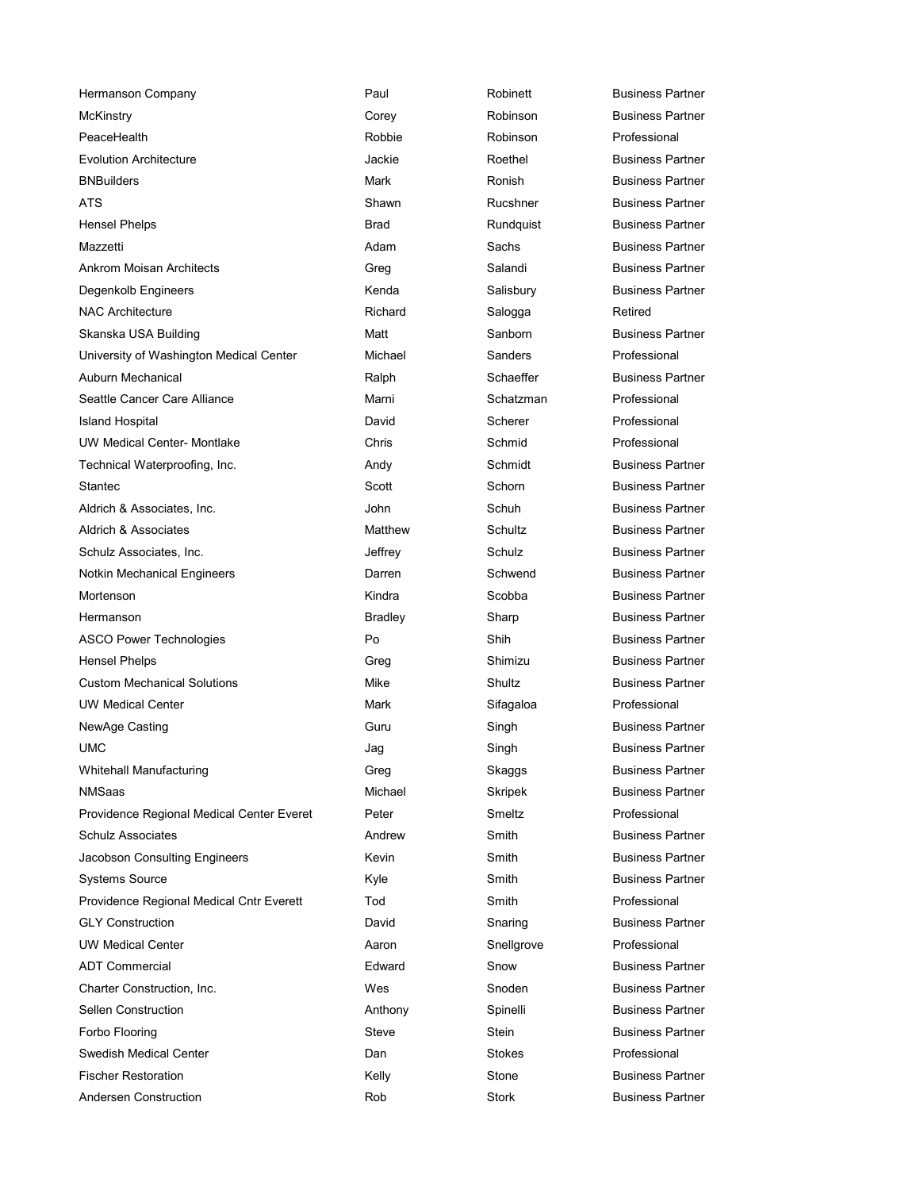| | | | |
|---|---|---|---|
| Hermanson Company | Paul | Robinett | Business Partner |
| McKinstry | Corey | Robinson | Business Partner |
| PeaceHealth | Robbie | Robinson | Professional |
| Evolution Architecture | Jackie | Roethel | Business Partner |
| BNBuilders | Mark | Ronish | Business Partner |
| ATS | Shawn | Rucshner | Business Partner |
| Hensel Phelps | Brad | Rundquist | Business Partner |
| Mazzetti | Adam | Sachs | Business Partner |
| Ankrom Moisan Architects | Greg | Salandi | Business Partner |
| Degenkolb Engineers | Kenda | Salisbury | Business Partner |
| NAC Architecture | Richard | Salogga | Retired |
| Skanska USA Building | Matt | Sanborn | Business Partner |
| University of Washington Medical Center | Michael | Sanders | Professional |
| Auburn Mechanical | Ralph | Schaeffer | Business Partner |
| Seattle Cancer Care Alliance | Marni | Schatzman | Professional |
| Island Hospital | David | Scherer | Professional |
| UW Medical Center- Montlake | Chris | Schmid | Professional |
| Technical Waterproofing, Inc. | Andy | Schmidt | Business Partner |
| Stantec | Scott | Schorn | Business Partner |
| Aldrich & Associates, Inc. | John | Schuh | Business Partner |
| Aldrich & Associates | Matthew | Schultz | Business Partner |
| Schulz Associates, Inc. | Jeffrey | Schulz | Business Partner |
| Notkin Mechanical Engineers | Darren | Schwend | Business Partner |
| Mortenson | Kindra | Scobba | Business Partner |
| Hermanson | Bradley | Sharp | Business Partner |
| ASCO Power Technologies | Po | Shih | Business Partner |
| Hensel Phelps | Greg | Shimizu | Business Partner |
| Custom Mechanical Solutions | Mike | Shultz | Business Partner |
| UW Medical Center | Mark | Sifagaloa | Professional |
| NewAge Casting | Guru | Singh | Business Partner |
| UMC | Jag | Singh | Business Partner |
| Whitehall Manufacturing | Greg | Skaggs | Business Partner |
| NMSaas | Michael | Skripek | Business Partner |
| Providence Regional Medical Center Everet | Peter | Smeltz | Professional |
| Schulz Associates | Andrew | Smith | Business Partner |
| Jacobson Consulting Engineers | Kevin | Smith | Business Partner |
| Systems Source | Kyle | Smith | Business Partner |
| Providence Regional Medical Cntr Everett | Tod | Smith | Professional |
| GLY Construction | David | Snaring | Business Partner |
| UW Medical Center | Aaron | Snellgrove | Professional |
| ADT Commercial | Edward | Snow | Business Partner |
| Charter Construction, Inc. | Wes | Snoden | Business Partner |
| Sellen Construction | Anthony | Spinelli | Business Partner |
| Forbo Flooring | Steve | Stein | Business Partner |
| Swedish Medical Center | Dan | Stokes | Professional |
| Fischer Restoration | Kelly | Stone | Business Partner |
| Andersen Construction | Rob | Stork | Business Partner |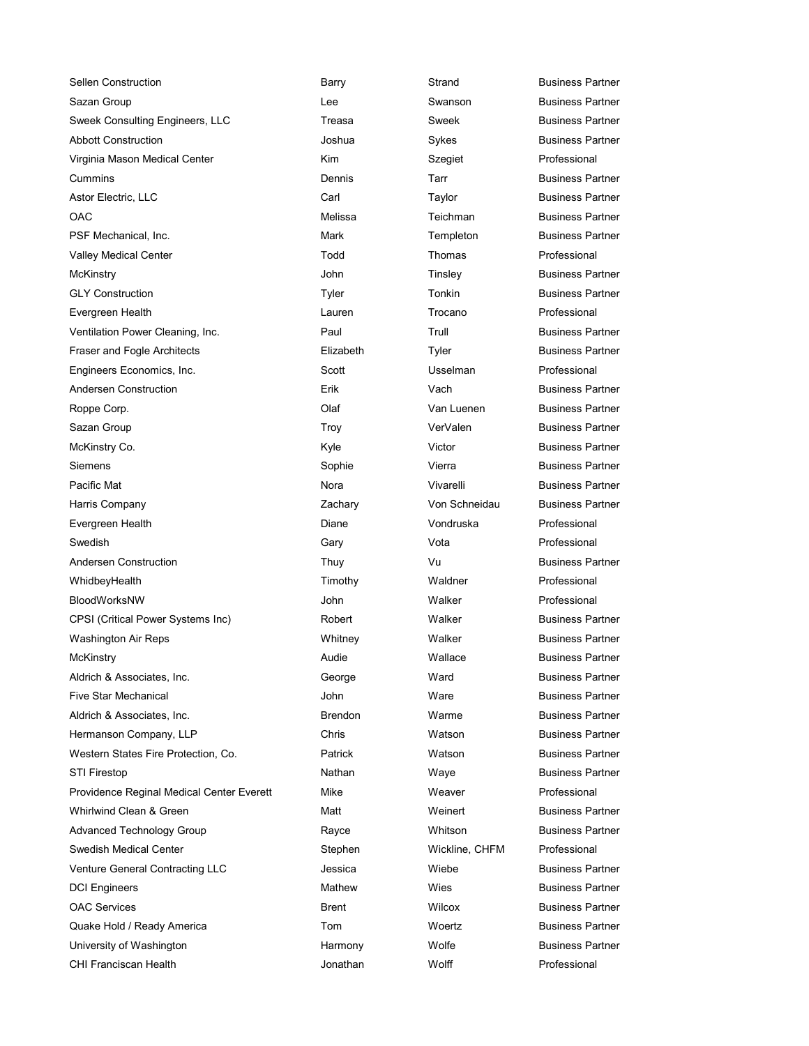| | | | |
|---|---|---|---|
| Sellen Construction | Barry | Strand | Business Partner |
| Sazan Group | Lee | Swanson | Business Partner |
| Sweek Consulting Engineers, LLC | Treasa | Sweek | Business Partner |
| Abbott Construction | Joshua | Sykes | Business Partner |
| Virginia Mason Medical Center | Kim | Szegiet | Professional |
| Cummins | Dennis | Tarr | Business Partner |
| Astor Electric, LLC | Carl | Taylor | Business Partner |
| OAC | Melissa | Teichman | Business Partner |
| PSF Mechanical, Inc. | Mark | Templeton | Business Partner |
| Valley Medical Center | Todd | Thomas | Professional |
| McKinstry | John | Tinsley | Business Partner |
| GLY Construction | Tyler | Tonkin | Business Partner |
| Evergreen Health | Lauren | Trocano | Professional |
| Ventilation Power Cleaning, Inc. | Paul | Trull | Business Partner |
| Fraser and Fogle Architects | Elizabeth | Tyler | Business Partner |
| Engineers Economics, Inc. | Scott | Usselman | Professional |
| Andersen Construction | Erik | Vach | Business Partner |
| Roppe Corp. | Olaf | Van Luenen | Business Partner |
| Sazan Group | Troy | VerValen | Business Partner |
| McKinstry Co. | Kyle | Victor | Business Partner |
| Siemens | Sophie | Vierra | Business Partner |
| Pacific Mat | Nora | Vivarelli | Business Partner |
| Harris Company | Zachary | Von Schneidau | Business Partner |
| Evergreen Health | Diane | Vondruska | Professional |
| Swedish | Gary | Vota | Professional |
| Andersen Construction | Thuy | Vu | Business Partner |
| WhidbeyHealth | Timothy | Waldner | Professional |
| BloodWorksNW | John | Walker | Professional |
| CPSI (Critical Power Systems Inc) | Robert | Walker | Business Partner |
| Washington Air Reps | Whitney | Walker | Business Partner |
| McKinstry | Audie | Wallace | Business Partner |
| Aldrich & Associates, Inc. | George | Ward | Business Partner |
| Five Star Mechanical | John | Ware | Business Partner |
| Aldrich & Associates, Inc. | Brendon | Warme | Business Partner |
| Hermanson Company, LLP | Chris | Watson | Business Partner |
| Western States Fire Protection, Co. | Patrick | Watson | Business Partner |
| STI Firestop | Nathan | Waye | Business Partner |
| Providence Reginal Medical Center Everett | Mike | Weaver | Professional |
| Whirlwind Clean & Green | Matt | Weinert | Business Partner |
| Advanced Technology Group | Rayce | Whitson | Business Partner |
| Swedish Medical Center | Stephen | Wickline, CHFM | Professional |
| Venture General Contracting LLC | Jessica | Wiebe | Business Partner |
| DCI Engineers | Mathew | Wies | Business Partner |
| OAC Services | Brent | Wilcox | Business Partner |
| Quake Hold / Ready America | Tom | Woertz | Business Partner |
| University of Washington | Harmony | Wolfe | Business Partner |
| CHI Franciscan Health | Jonathan | Wolff | Professional |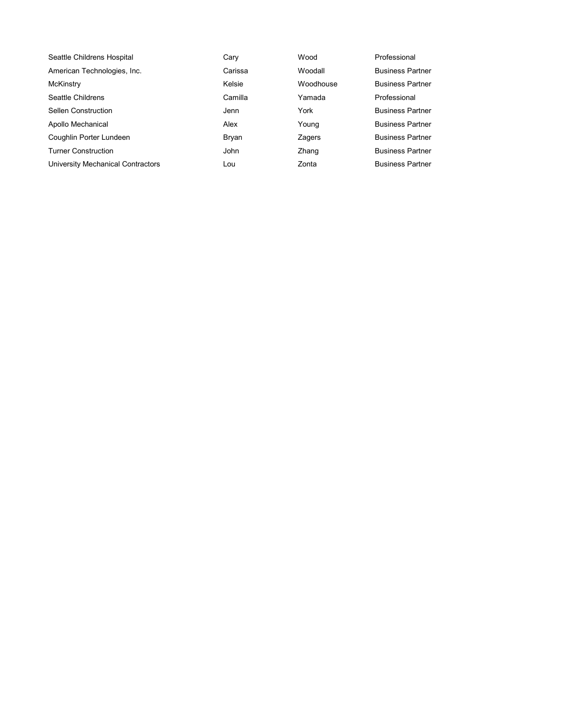| | | | |
|---|---|---|---|
| Seattle Childrens Hospital | Cary | Wood | Professional |
| American Technologies, Inc. | Carissa | Woodall | Business Partner |
| McKinstry | Kelsie | Woodhouse | Business Partner |
| Seattle Childrens | Camilla | Yamada | Professional |
| Sellen Construction | Jenn | York | Business Partner |
| Apollo Mechanical | Alex | Young | Business Partner |
| Coughlin Porter Lundeen | Bryan | Zagers | Business Partner |
| Turner Construction | John | Zhang | Business Partner |
| University Mechanical Contractors | Lou | Zonta | Business Partner |